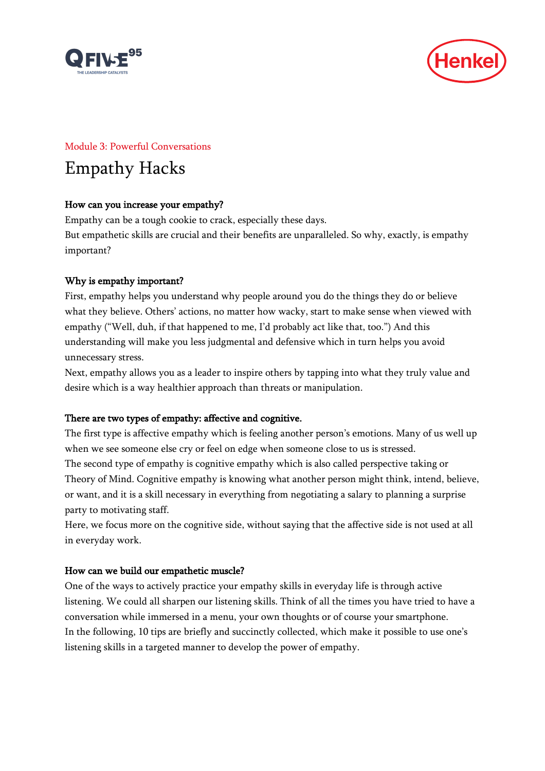Module 3: Powerful Conversations

# Empathy Hacks

**How can you increase your empathy?**

Empathy can be a tough cookie to crack, especially these days.
But empathetic skills are crucial and their benefits are unparalleled. So why, exactly, is empathy important?

**Why is empathy important?**

First, empathy helps you understand why people around you do the things they do or believe what they believe. Others' actions, no matter how wacky, start to make sense when viewed with empathy ("Well, duh, if that happened to me, I'd probably act like that, too.") And this understanding will make you less judgmental and defensive which in turn helps you avoid unnecessary stress.
Next, empathy allows you as a leader to inspire others by tapping into what they truly value and desire which is a way healthier approach than threats or manipulation.

**There are two types of empathy: affective and cognitive.**

The first type is affective empathy which is feeling another person's emotions. Many of us well up when we see someone else cry or feel on edge when someone close to us is stressed.
The second type of empathy is cognitive empathy which is also called perspective taking or Theory of Mind. Cognitive empathy is knowing what another person might think, intend, believe, or want, and it is a skill necessary in everything from negotiating a salary to planning a surprise party to motivating staff.
Here, we focus more on the cognitive side, without saying that the affective side is not used at all in everyday work.

**How can we build our empathetic muscle?**

One of the ways to actively practice your empathy skills in everyday life is through active listening. We could all sharpen our listening skills. Think of all the times you have tried to have a conversation while immersed in a menu, your own thoughts or of course your smartphone.
In the following, 10 tips are briefly and succinctly collected, which make it possible to use one's listening skills in a targeted manner to develop the power of empathy.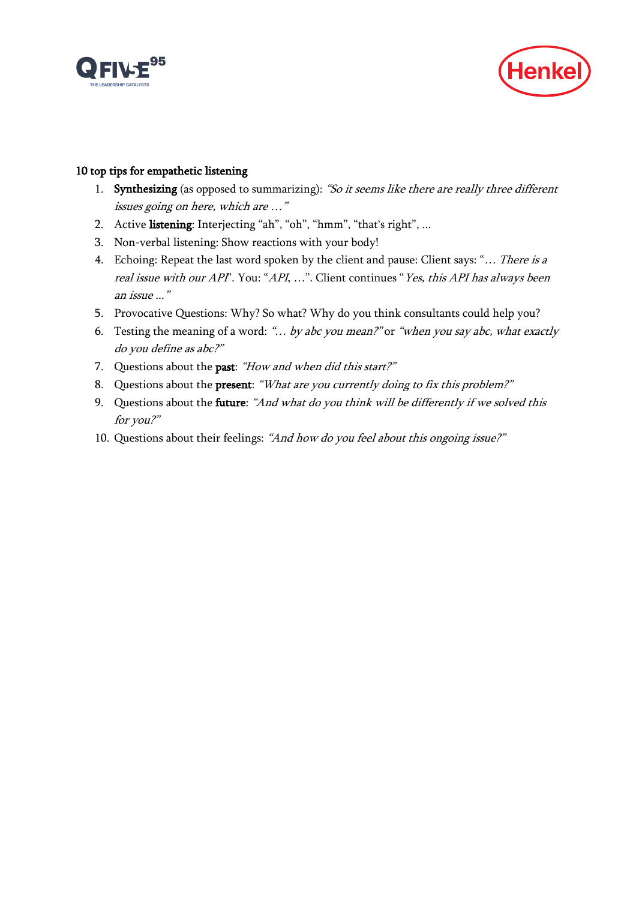**10 top tips for empathetic listening**

1. **Synthesizing** (as opposed to summarizing): *"So it seems like there are really three different issues going on here, which are …"*
2. Active **listening**: Interjecting "ah", "oh", "hmm", "that's right", ...
3. Non-verbal listening: Show reactions with your body!
4. Echoing: Repeat the last word spoken by the client and pause: Client says: "*… There is a real issue with our API*". You: "*API*, …". Client continues "*Yes, this API has always been an issue ...*"
5. Provocative Questions: Why? So what? Why do you think consultants could help you?
6. Testing the meaning of a word: *"… by abc you mean?"* or *"when you say abc, what exactly do you define as abc?"*
7. Questions about the **past**: *"How and when did this start?"*
8. Questions about the **present**: *"What are you currently doing to fix this problem?"*
9. Questions about the **future**: *"And what do you think will be differently if we solved this for you?"*
10. Questions about their feelings: *"And how do you feel about this ongoing issue?"*